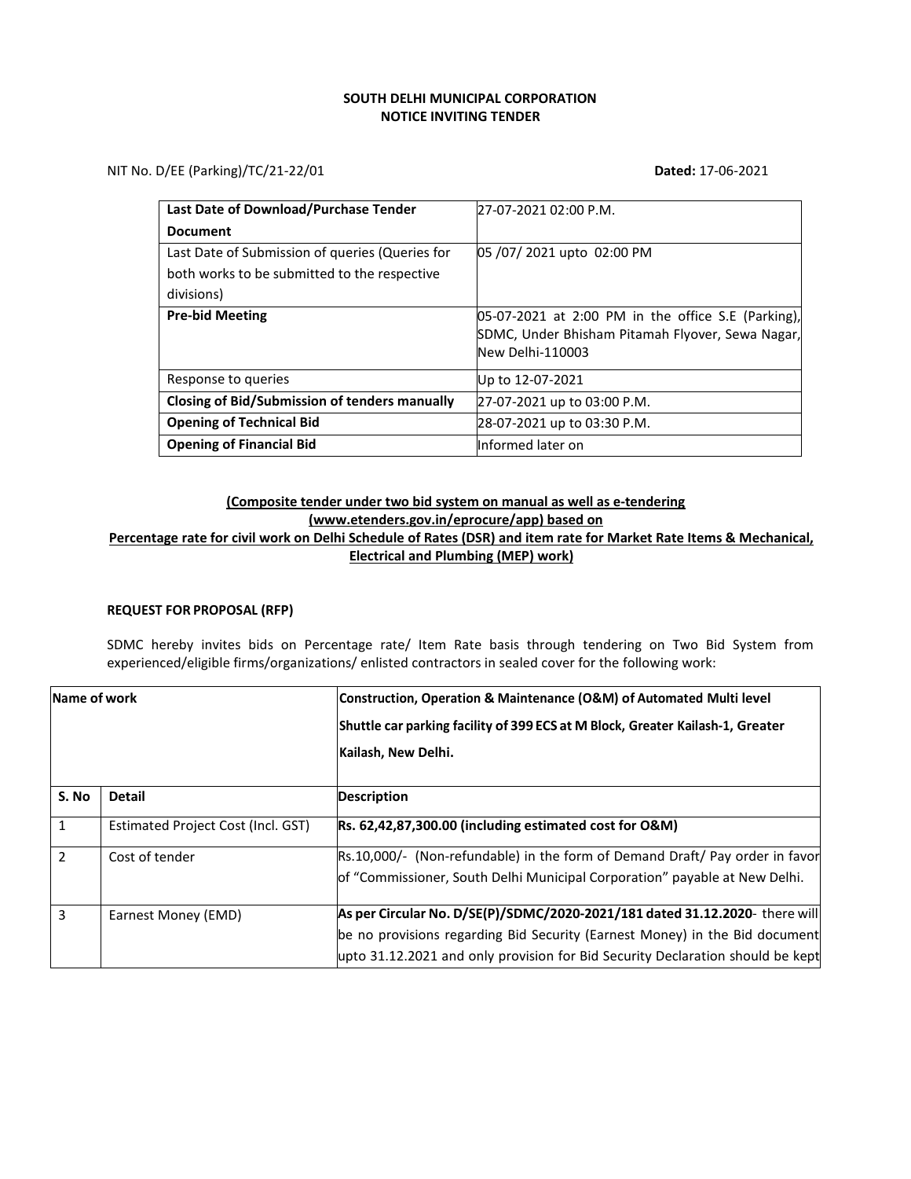# SOUTH DELHI MUNICIPAL CORPORATION
## NOTICE INVITING TENDER

NIT No. D/EE (Parking)/TC/21-22/01 **Dated:** 17-06-2021

| | |
|---|---|
| **Last Date of Download/Purchase Tender Document** | 27-07-2021 02:00 P.M. |
| Last Date of Submission of queries (Queries for both works to be submitted to the respective divisions) | 05 /07/ 2021 upto 02:00 PM |
| **Pre-bid Meeting** | 05-07-2021 at 2:00 PM in the office S.E (Parking), SDMC, Under Bhisham Pitamah Flyover, Sewa Nagar, New Delhi-110003 |
| Response to queries | Up to 12-07-2021 |
| **Closing of Bid/Submission of tenders manually** | 27-07-2021 up to 03:00 P.M. |
| **Opening of Technical Bid** | 28-07-2021 up to 03:30 P.M. |
| **Opening of Financial Bid** | Informed later on |

**(Composite tender under two bid system on manual as well as e-tendering (www.etenders.gov.in/eprocure/app) based on Percentage rate for civil work on Delhi Schedule of Rates (DSR) and item rate for Market Rate Items & Mechanical, Electrical and Plumbing (MEP) work)**

**REQUEST FOR PROPOSAL (RFP)**

SDMC hereby invites bids on Percentage rate/ Item Rate basis through tendering on Two Bid System from experienced/eligible firms/organizations/ enlisted contractors in sealed cover for the following work:

| Name of work | | Construction, Operation & Maintenance (O&M) of Automated Multi level Shuttle car parking facility of 399 ECS at M Block, Greater Kailash-1, Greater Kailash, New Delhi. |
|---|---|---|
| **S. No** | **Detail** | **Description** |
| 1 | Estimated Project Cost (Incl. GST) | **Rs. 62,42,87,300.00 (including estimated cost for O&M)** |
| 2 | Cost of tender | Rs.10,000/- (Non-refundable) in the form of Demand Draft/ Pay order in favor of "Commissioner, South Delhi Municipal Corporation" payable at New Delhi. |
| 3 | Earnest Money (EMD) | **As per Circular No. D/SE(P)/SDMC/2020-2021/181 dated 31.12.2020**- there will be no provisions regarding Bid Security (Earnest Money) in the Bid document upto 31.12.2021 and only provision for Bid Security Declaration should be kept |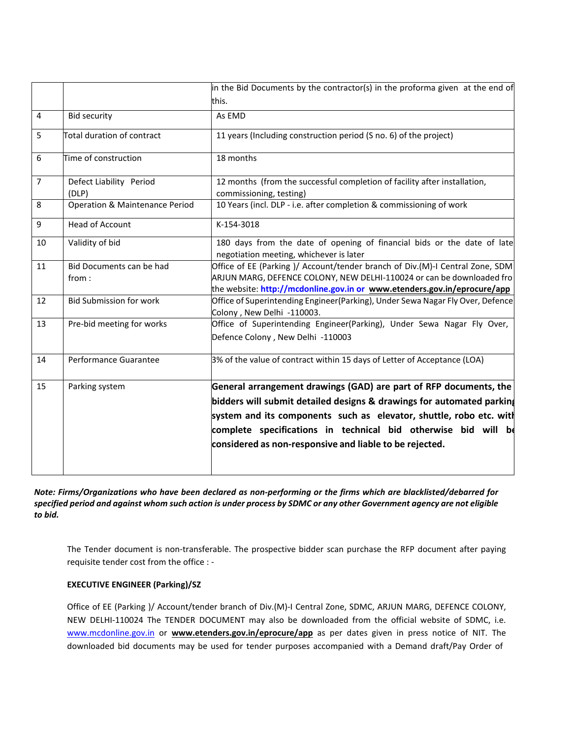| | | |
|---|---|---|
| | | in the Bid Documents by the contractor(s) in the proforma given at the end of this. |
| 4 | Bid security | As EMD |
| 5 | Total duration of contract | 11 years (Including construction period (S no. 6) of the project) |
| 6 | Time of construction | 18 months |
| 7 | Defect Liability Period (DLP) | 12 months (from the successful completion of facility after installation, commissioning, testing) |
| 8 | Operation & Maintenance Period | 10 Years (incl. DLP - i.e. after completion & commissioning of work |
| 9 | Head of Account | K-154-3018 |
| 10 | Validity of bid | 180 days from the date of opening of financial bids or the date of late negotiation meeting, whichever is later |
| 11 | Bid Documents can be had from : | Office of EE (Parking )/ Account/tender branch of Div.(M)-I Central Zone, SDM ARJUN MARG, DEFENCE COLONY, NEW DELHI-110024 or can be downloaded fro the website: **http://mcdonline.gov.in or** **www.etenders.gov.in/eprocure/app** |
| 12 | Bid Submission for work | Office of Superintending Engineer(Parking), Under Sewa Nagar Fly Over, Defence Colony , New Delhi -110003. |
| 13 | Pre-bid meeting for works | Office of Superintending Engineer(Parking), Under Sewa Nagar Fly Over, Defence Colony , New Delhi -110003 |
| 14 | Performance Guarantee | 3% of the value of contract within 15 days of Letter of Acceptance (LOA) |
| 15 | Parking system | **General arrangement drawings (GAD) are part of RFP documents, the bidders will submit detailed designs & drawings for automated parking system and its components such as elevator, shuttle, robo etc. with complete specifications in technical bid otherwise bid will be considered as non-responsive and liable to be rejected.** |

***Note: Firms/Organizations who have been declared as non-performing or the firms which are blacklisted/debarred for specified period and against whom such action is under process by SDMC or any other Government agency are not eligible to bid.***

The Tender document is non-transferable. The prospective bidder scan purchase the RFP document after paying requisite tender cost from the office : -

**EXECUTIVE ENGINEER (Parking)/SZ**

Office of EE (Parking )/ Account/tender branch of Div.(M)-I Central Zone, SDMC, ARJUN MARG, DEFENCE COLONY, NEW DELHI-110024 The TENDER DOCUMENT may also be downloaded from the official website of SDMC, i.e. www.mcdonline.gov.in or **www.etenders.gov.in/eprocure/app** as per dates given in press notice of NIT. The downloaded bid documents may be used for tender purposes accompanied with a Demand draft/Pay Order of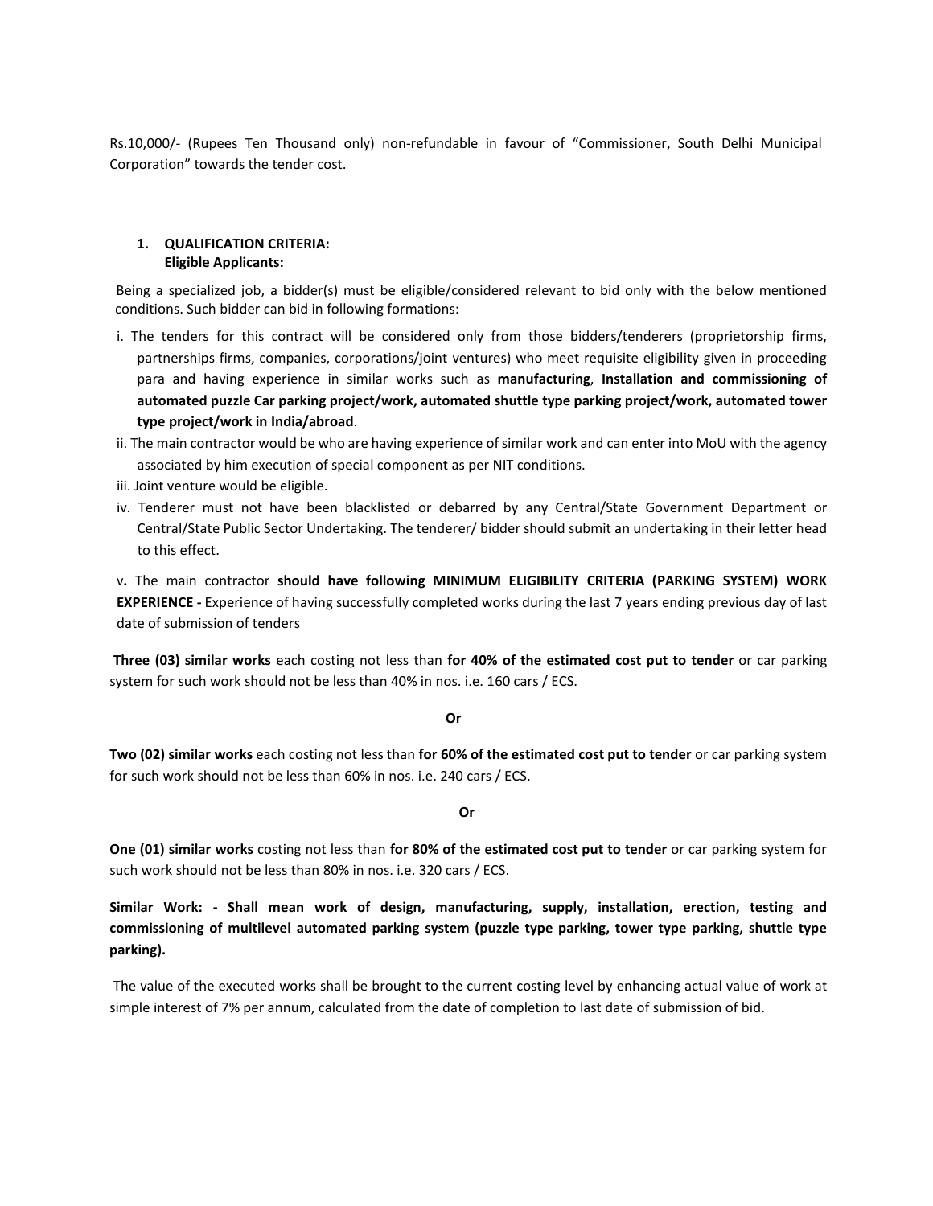Rs.10,000/- (Rupees Ten Thousand only) non-refundable in favour of "Commissioner, South Delhi Municipal Corporation" towards the tender cost.

1. **QUALIFICATION CRITERIA:**
   **Eligible Applicants:**

Being a specialized job, a bidder(s) must be eligible/considered relevant to bid only with the below mentioned conditions. Such bidder can bid in following formations:

i. The tenders for this contract will be considered only from those bidders/tenderers (proprietorship firms, partnerships firms, companies, corporations/joint ventures) who meet requisite eligibility given in proceeding para and having experience in similar works such as **manufacturing**, **Installation and commissioning of automated puzzle Car parking project/work, automated shuttle type parking project/work, automated tower type project/work in India/abroad**.

ii. The main contractor would be who are having experience of similar work and can enter into MoU with the agency associated by him execution of special component as per NIT conditions.

iii. Joint venture would be eligible.

iv. Tenderer must not have been blacklisted or debarred by any Central/State Government Department or Central/State Public Sector Undertaking. The tenderer/ bidder should submit an undertaking in their letter head to this effect.

v**.** The main contractor **should have following MINIMUM ELIGIBILITY CRITERIA (PARKING SYSTEM) WORK EXPERIENCE -** Experience of having successfully completed works during the last 7 years ending previous day of last date of submission of tenders

**Three (03) similar works** each costing not less than **for 40% of the estimated cost put to tender** or car parking system for such work should not be less than 40% in nos. i.e. 160 cars / ECS.

**Or**

**Two (02) similar works** each costing not less than **for 60% of the estimated cost put to tender** or car parking system for such work should not be less than 60% in nos. i.e. 240 cars / ECS.

**Or**

**One (01) similar works** costing not less than **for 80% of the estimated cost put to tender** or car parking system for such work should not be less than 80% in nos. i.e. 320 cars / ECS.

**Similar Work: - Shall mean work of design, manufacturing, supply, installation, erection, testing and commissioning of multilevel automated parking system (puzzle type parking, tower type parking, shuttle type parking).**

The value of the executed works shall be brought to the current costing level by enhancing actual value of work at simple interest of 7% per annum, calculated from the date of completion to last date of submission of bid.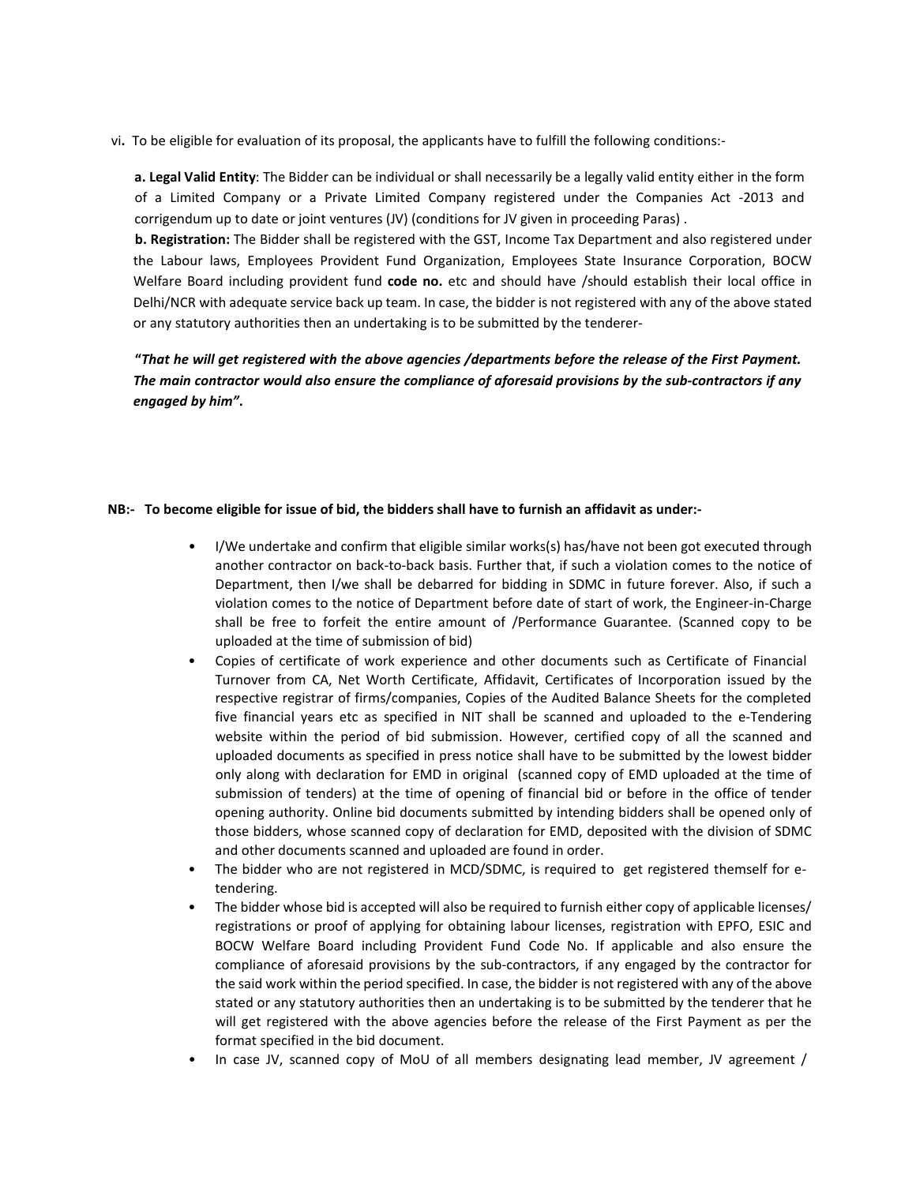vi**.** To be eligible for evaluation of its proposal, the applicants have to fulfill the following conditions:-

**a. Legal Valid Entity**: The Bidder can be individual or shall necessarily be a legally valid entity either in the form of a Limited Company or a Private Limited Company registered under the Companies Act -2013 and corrigendum up to date or joint ventures (JV) (conditions for JV given in proceeding Paras) .

**b. Registration:** The Bidder shall be registered with the GST, Income Tax Department and also registered under the Labour laws, Employees Provident Fund Organization, Employees State Insurance Corporation, BOCW Welfare Board including provident fund **code no.** etc and should have /should establish their local office in Delhi/NCR with adequate service back up team. In case, the bidder is not registered with any of the above stated or any statutory authorities then an undertaking is to be submitted by the tenderer-

***"That he will get registered with the above agencies /departments before the release of the First Payment. The main contractor would also ensure the compliance of aforesaid provisions by the sub-contractors if any engaged by him".***

**NB:- To become eligible for issue of bid, the bidders shall have to furnish an affidavit as under:-**

- I/We undertake and confirm that eligible similar works(s) has/have not been got executed through another contractor on back-to-back basis. Further that, if such a violation comes to the notice of Department, then I/we shall be debarred for bidding in SDMC in future forever. Also, if such a violation comes to the notice of Department before date of start of work, the Engineer-in-Charge shall be free to forfeit the entire amount of /Performance Guarantee. (Scanned copy to be uploaded at the time of submission of bid)
- Copies of certificate of work experience and other documents such as Certificate of Financial Turnover from CA, Net Worth Certificate, Affidavit, Certificates of Incorporation issued by the respective registrar of firms/companies, Copies of the Audited Balance Sheets for the completed five financial years etc as specified in NIT shall be scanned and uploaded to the e-Tendering website within the period of bid submission. However, certified copy of all the scanned and uploaded documents as specified in press notice shall have to be submitted by the lowest bidder only along with declaration for EMD in original (scanned copy of EMD uploaded at the time of submission of tenders) at the time of opening of financial bid or before in the office of tender opening authority. Online bid documents submitted by intending bidders shall be opened only of those bidders, whose scanned copy of declaration for EMD, deposited with the division of SDMC and other documents scanned and uploaded are found in order.
- The bidder who are not registered in MCD/SDMC, is required to get registered themself for e-tendering.
- The bidder whose bid is accepted will also be required to furnish either copy of applicable licenses/ registrations or proof of applying for obtaining labour licenses, registration with EPFO, ESIC and BOCW Welfare Board including Provident Fund Code No. If applicable and also ensure the compliance of aforesaid provisions by the sub-contractors, if any engaged by the contractor for the said work within the period specified. In case, the bidder is not registered with any of the above stated or any statutory authorities then an undertaking is to be submitted by the tenderer that he will get registered with the above agencies before the release of the First Payment as per the format specified in the bid document.
- In case JV, scanned copy of MoU of all members designating lead member, JV agreement /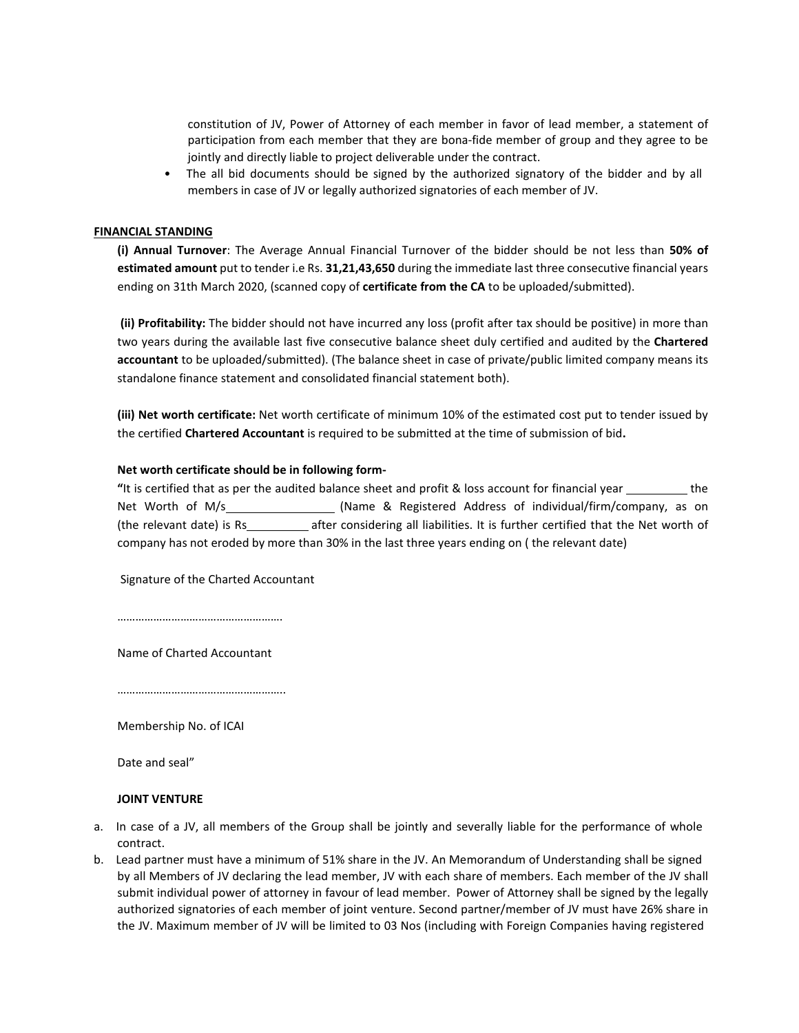constitution of JV, Power of Attorney of each member in favor of lead member, a statement of participation from each member that they are bona-fide member of group and they agree to be jointly and directly liable to project deliverable under the contract.

- The all bid documents should be signed by the authorized signatory of the bidder and by all members in case of JV or legally authorized signatories of each member of JV.

**FINANCIAL STANDING**

**(i) Annual Turnover**: The Average Annual Financial Turnover of the bidder should be not less than **50% of estimated amount** put to tender i.e Rs. **31,21,43,650** during the immediate last three consecutive financial years ending on 31th March 2020, (scanned copy of **certificate from the CA** to be uploaded/submitted).

**(ii) Profitability:** The bidder should not have incurred any loss (profit after tax should be positive) in more than two years during the available last five consecutive balance sheet duly certified and audited by the **Chartered accountant** to be uploaded/submitted). (The balance sheet in case of private/public limited company means its standalone finance statement and consolidated financial statement both).

**(iii) Net worth certificate:** Net worth certificate of minimum 10% of the estimated cost put to tender issued by the certified **Chartered Accountant** is required to be submitted at the time of submission of bid**.**

**Net worth certificate should be in following form-**

**"**It is certified that as per the audited balance sheet and profit & loss account for financial year __________ the Net Worth of M/s_________________ (Name & Registered Address of individual/firm/company, as on (the relevant date) is Rs__________ after considering all liabilities. It is further certified that the Net worth of company has not eroded by more than 30% in the last three years ending on ( the relevant date)

Signature of the Charted Accountant

……………………………………………….

Name of Charted Accountant

………………………………………………..

Membership No. of ICAI

Date and seal"

**JOINT VENTURE**

a. In case of a JV, all members of the Group shall be jointly and severally liable for the performance of whole contract.

b. Lead partner must have a minimum of 51% share in the JV. An Memorandum of Understanding shall be signed by all Members of JV declaring the lead member, JV with each share of members. Each member of the JV shall submit individual power of attorney in favour of lead member. Power of Attorney shall be signed by the legally authorized signatories of each member of joint venture. Second partner/member of JV must have 26% share in the JV. Maximum member of JV will be limited to 03 Nos (including with Foreign Companies having registered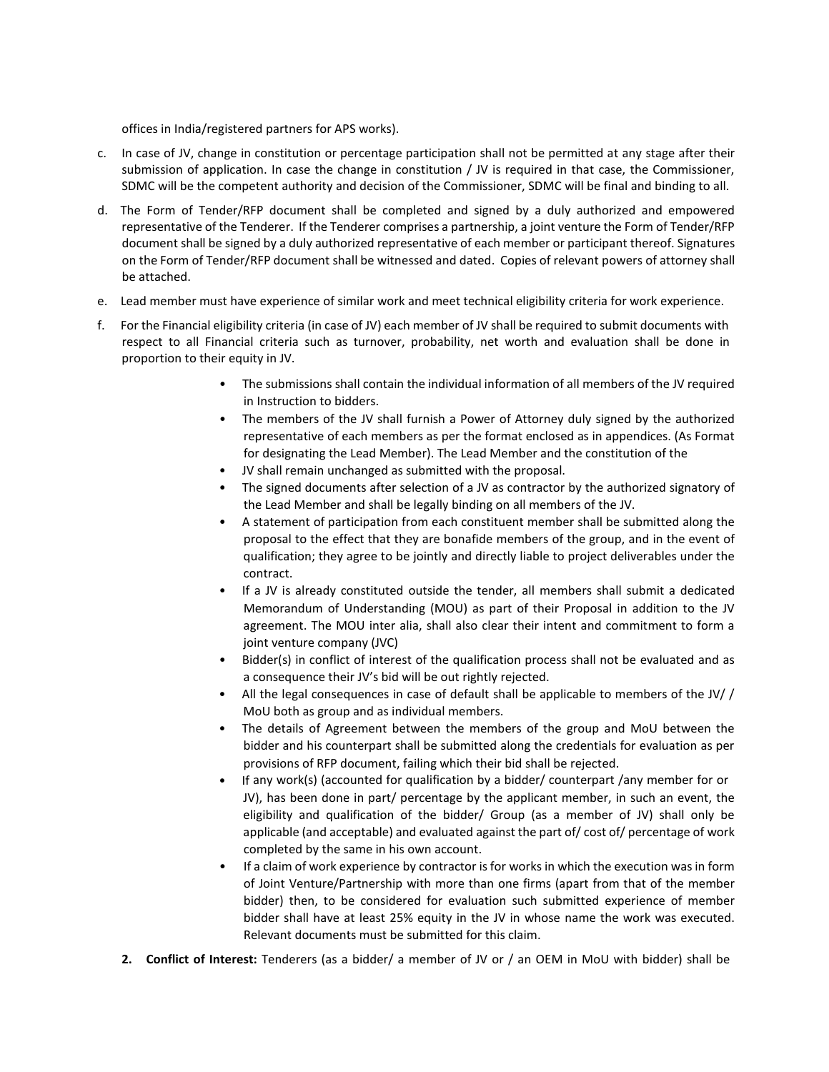offices in India/registered partners for APS works).

c. In case of JV, change in constitution or percentage participation shall not be permitted at any stage after their submission of application. In case the change in constitution / JV is required in that case, the Commissioner, SDMC will be the competent authority and decision of the Commissioner, SDMC will be final and binding to all.

d. The Form of Tender/RFP document shall be completed and signed by a duly authorized and empowered representative of the Tenderer. If the Tenderer comprises a partnership, a joint venture the Form of Tender/RFP document shall be signed by a duly authorized representative of each member or participant thereof. Signatures on the Form of Tender/RFP document shall be witnessed and dated. Copies of relevant powers of attorney shall be attached.

e. Lead member must have experience of similar work and meet technical eligibility criteria for work experience.

f. For the Financial eligibility criteria (in case of JV) each member of JV shall be required to submit documents with respect to all Financial criteria such as turnover, probability, net worth and evaluation shall be done in proportion to their equity in JV.

- The submissions shall contain the individual information of all members of the JV required in Instruction to bidders.
- The members of the JV shall furnish a Power of Attorney duly signed by the authorized representative of each members as per the format enclosed as in appendices. (As Format for designating the Lead Member). The Lead Member and the constitution of the
- JV shall remain unchanged as submitted with the proposal.
- The signed documents after selection of a JV as contractor by the authorized signatory of the Lead Member and shall be legally binding on all members of the JV.
- A statement of participation from each constituent member shall be submitted along the proposal to the effect that they are bonafide members of the group, and in the event of qualification; they agree to be jointly and directly liable to project deliverables under the contract.
- If a JV is already constituted outside the tender, all members shall submit a dedicated Memorandum of Understanding (MOU) as part of their Proposal in addition to the JV agreement. The MOU inter alia, shall also clear their intent and commitment to form a joint venture company (JVC)
- Bidder(s) in conflict of interest of the qualification process shall not be evaluated and as a consequence their JV's bid will be out rightly rejected.
- All the legal consequences in case of default shall be applicable to members of the JV/ / MoU both as group and as individual members.
- The details of Agreement between the members of the group and MoU between the bidder and his counterpart shall be submitted along the credentials for evaluation as per provisions of RFP document, failing which their bid shall be rejected.
- If any work(s) (accounted for qualification by a bidder/ counterpart /any member for or JV), has been done in part/ percentage by the applicant member, in such an event, the eligibility and qualification of the bidder/ Group (as a member of JV) shall only be applicable (and acceptable) and evaluated against the part of/ cost of/ percentage of work completed by the same in his own account.
- If a claim of work experience by contractor is for works in which the execution was in form of Joint Venture/Partnership with more than one firms (apart from that of the member bidder) then, to be considered for evaluation such submitted experience of member bidder shall have at least 25% equity in the JV in whose name the work was executed. Relevant documents must be submitted for this claim.

**2. Conflict of Interest:** Tenderers (as a bidder/ a member of JV or / an OEM in MoU with bidder) shall be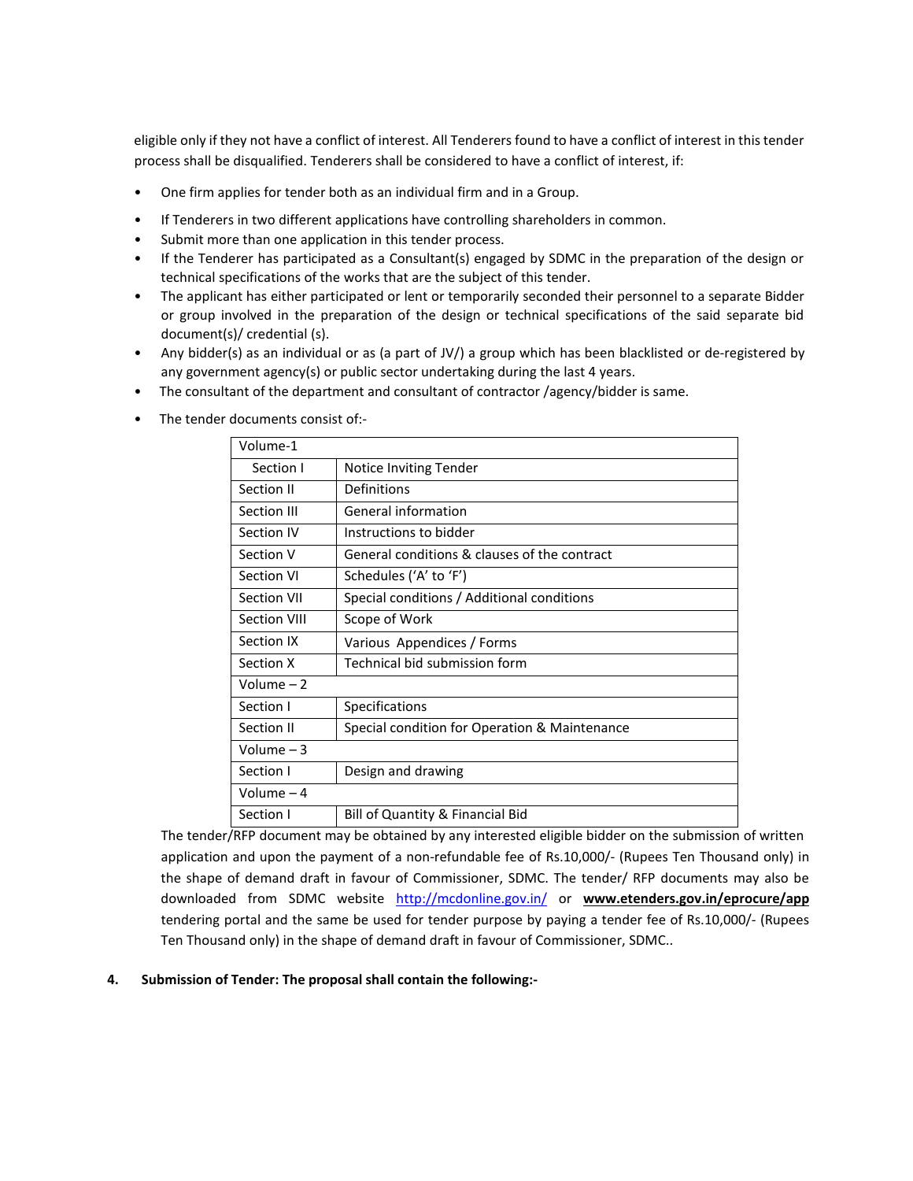eligible only if they not have a conflict of interest. All Tenderers found to have a conflict of interest in this tender process shall be disqualified. Tenderers shall be considered to have a conflict of interest, if:

- One firm applies for tender both as an individual firm and in a Group.
- If Tenderers in two different applications have controlling shareholders in common.
- Submit more than one application in this tender process.
- If the Tenderer has participated as a Consultant(s) engaged by SDMC in the preparation of the design or technical specifications of the works that are the subject of this tender.
- The applicant has either participated or lent or temporarily seconded their personnel to a separate Bidder or group involved in the preparation of the design or technical specifications of the said separate bid document(s)/ credential (s).
- Any bidder(s) as an individual or as (a part of JV/) a group which has been blacklisted or de-registered by any government agency(s) or public sector undertaking during the last 4 years.
- The consultant of the department and consultant of contractor /agency/bidder is same.
- The tender documents consist of:-

| Volume-1 | |
|---|---|
| Section I | Notice Inviting Tender |
| Section II | Definitions |
| Section III | General information |
| Section IV | Instructions to bidder |
| Section V | General conditions & clauses of the contract |
| Section VI | Schedules ('A' to 'F') |
| Section VII | Special conditions / Additional conditions |
| Section VIII | Scope of Work |
| Section IX | Various Appendices / Forms |
| Section X | Technical bid submission form |
| Volume – 2 | |
| Section I | Specifications |
| Section II | Special condition for Operation & Maintenance |
| Volume – 3 | |
| Section I | Design and drawing |
| Volume – 4 | |
| Section I | Bill of Quantity & Financial Bid |

The tender/RFP document may be obtained by any interested eligible bidder on the submission of written application and upon the payment of a non-refundable fee of Rs.10,000/- (Rupees Ten Thousand only) in the shape of demand draft in favour of Commissioner, SDMC. The tender/ RFP documents may also be downloaded from SDMC website http://mcdonline.gov.in/ or **www.etenders.gov.in/eprocure/app** tendering portal and the same be used for tender purpose by paying a tender fee of Rs.10,000/- (Rupees Ten Thousand only) in the shape of demand draft in favour of Commissioner, SDMC..

**4. Submission of Tender: The proposal shall contain the following:-**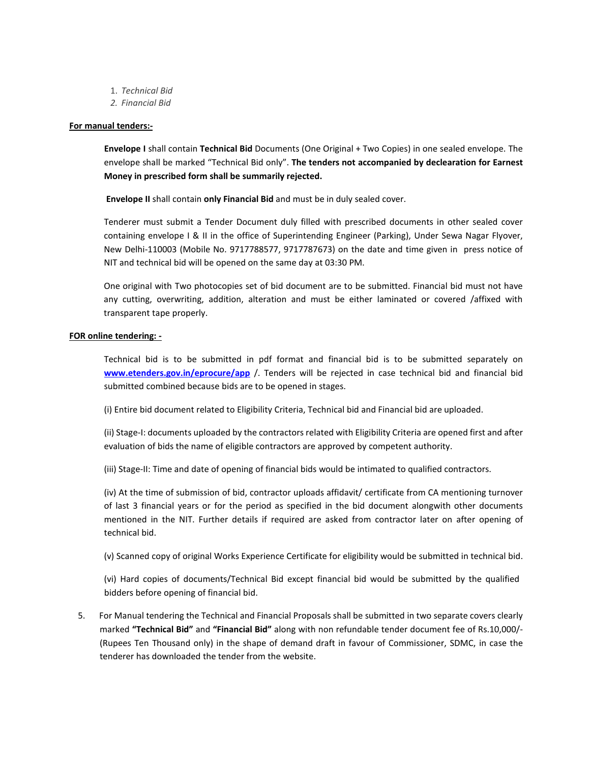1. *Technical Bid*
2. *Financial Bid*

**For manual tenders:-**

**Envelope I** shall contain **Technical Bid** Documents (One Original + Two Copies) in one sealed envelope. The envelope shall be marked "Technical Bid only". **The tenders not accompanied by declearation for Earnest Money in prescribed form shall be summarily rejected.**

**Envelope II** shall contain **only Financial Bid** and must be in duly sealed cover.

Tenderer must submit a Tender Document duly filled with prescribed documents in other sealed cover containing envelope I & II in the office of Superintending Engineer (Parking), Under Sewa Nagar Flyover, New Delhi-110003 (Mobile No. 9717788577, 9717787673) on the date and time given in press notice of NIT and technical bid will be opened on the same day at 03:30 PM.

One original with Two photocopies set of bid document are to be submitted. Financial bid must not have any cutting, overwriting, addition, alteration and must be either laminated or covered /affixed with transparent tape properly.

**FOR online tendering: -**

Technical bid is to be submitted in pdf format and financial bid is to be submitted separately on **www.etenders.gov.in/eprocure/app** /. Tenders will be rejected in case technical bid and financial bid submitted combined because bids are to be opened in stages.

(i) Entire bid document related to Eligibility Criteria, Technical bid and Financial bid are uploaded.

(ii) Stage-I: documents uploaded by the contractors related with Eligibility Criteria are opened first and after evaluation of bids the name of eligible contractors are approved by competent authority.

(iii) Stage-II: Time and date of opening of financial bids would be intimated to qualified contractors.

(iv) At the time of submission of bid, contractor uploads affidavit/ certificate from CA mentioning turnover of last 3 financial years or for the period as specified in the bid document alongwith other documents mentioned in the NIT. Further details if required are asked from contractor later on after opening of technical bid.

(v) Scanned copy of original Works Experience Certificate for eligibility would be submitted in technical bid.

(vi) Hard copies of documents/Technical Bid except financial bid would be submitted by the qualified bidders before opening of financial bid.

5. For Manual tendering the Technical and Financial Proposals shall be submitted in two separate covers clearly marked **"Technical Bid"** and **"Financial Bid"** along with non refundable tender document fee of Rs.10,000/- (Rupees Ten Thousand only) in the shape of demand draft in favour of Commissioner, SDMC, in case the tenderer has downloaded the tender from the website.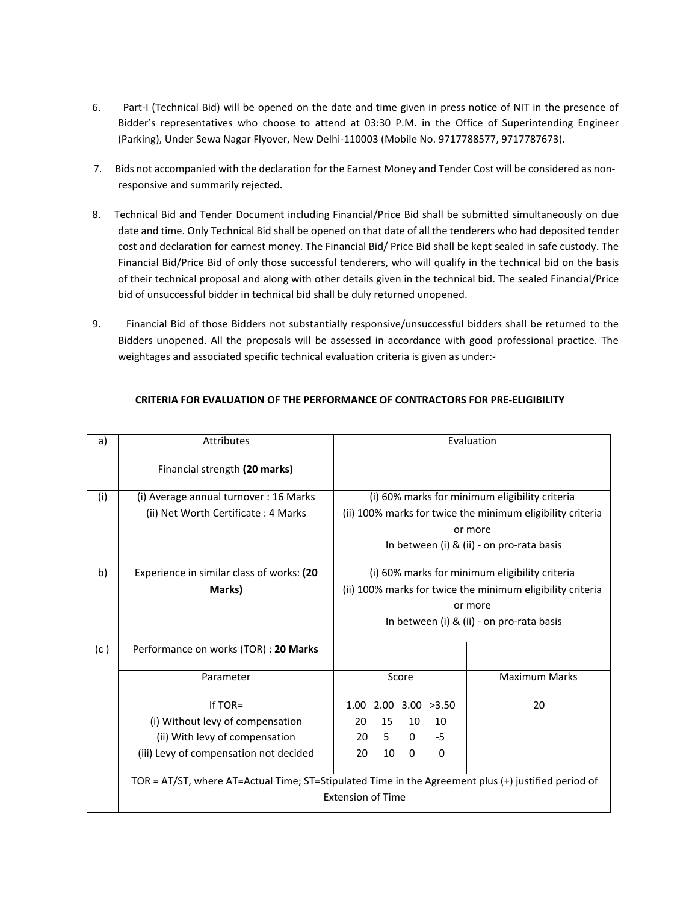6. Part-I (Technical Bid) will be opened on the date and time given in press notice of NIT in the presence of Bidder's representatives who choose to attend at 03:30 P.M. in the Office of Superintending Engineer (Parking), Under Sewa Nagar Flyover, New Delhi-110003 (Mobile No. 9717788577, 9717787673).

7. Bids not accompanied with the declaration for the Earnest Money and Tender Cost will be considered as non-responsive and summarily rejected**.**

8. Technical Bid and Tender Document including Financial/Price Bid shall be submitted simultaneously on due date and time. Only Technical Bid shall be opened on that date of all the tenderers who had deposited tender cost and declaration for earnest money. The Financial Bid/ Price Bid shall be kept sealed in safe custody. The Financial Bid/Price Bid of only those successful tenderers, who will qualify in the technical bid on the basis of their technical proposal and along with other details given in the technical bid. The sealed Financial/Price bid of unsuccessful bidder in technical bid shall be duly returned unopened.

9. Financial Bid of those Bidders not substantially responsive/unsuccessful bidders shall be returned to the Bidders unopened. All the proposals will be assessed in accordance with good professional practice. The weightages and associated specific technical evaluation criteria is given as under:-

**CRITERIA FOR EVALUATION OF THE PERFORMANCE OF CONTRACTORS FOR PRE-ELIGIBILITY**

| a) | Attributes | Evaluation | |
|---|---|---|---|
| | Financial strength **(20 marks)** | | |
| (i) | (i) Average annual turnover : 16 Marks<br>(ii) Net Worth Certificate : 4 Marks | (i) 60% marks for minimum eligibility criteria<br>(ii) 100% marks for twice the minimum eligibility criteria or more<br>In between (i) & (ii) - on pro-rata basis | |
| b) | Experience in similar class of works: **(20 Marks)** | (i) 60% marks for minimum eligibility criteria<br>(ii) 100% marks for twice the minimum eligibility criteria or more<br>In between (i) & (ii) - on pro-rata basis | |
| (c ) | Performance on works (TOR) : **20 Marks** | | |
| | Parameter | Score | Maximum Marks |
| | If TOR=<br>(i) Without levy of compensation<br>(ii) With levy of compensation<br>(iii) Levy of compensation not decided | 1.00 2.00 3.00 >3.50<br>20 15 10 10<br>20 5 0 -5<br>20 10 0 0 | 20 |
| | TOR = AT/ST, where AT=Actual Time; ST=Stipulated Time in the Agreement plus (+) justified period of Extension of Time | | |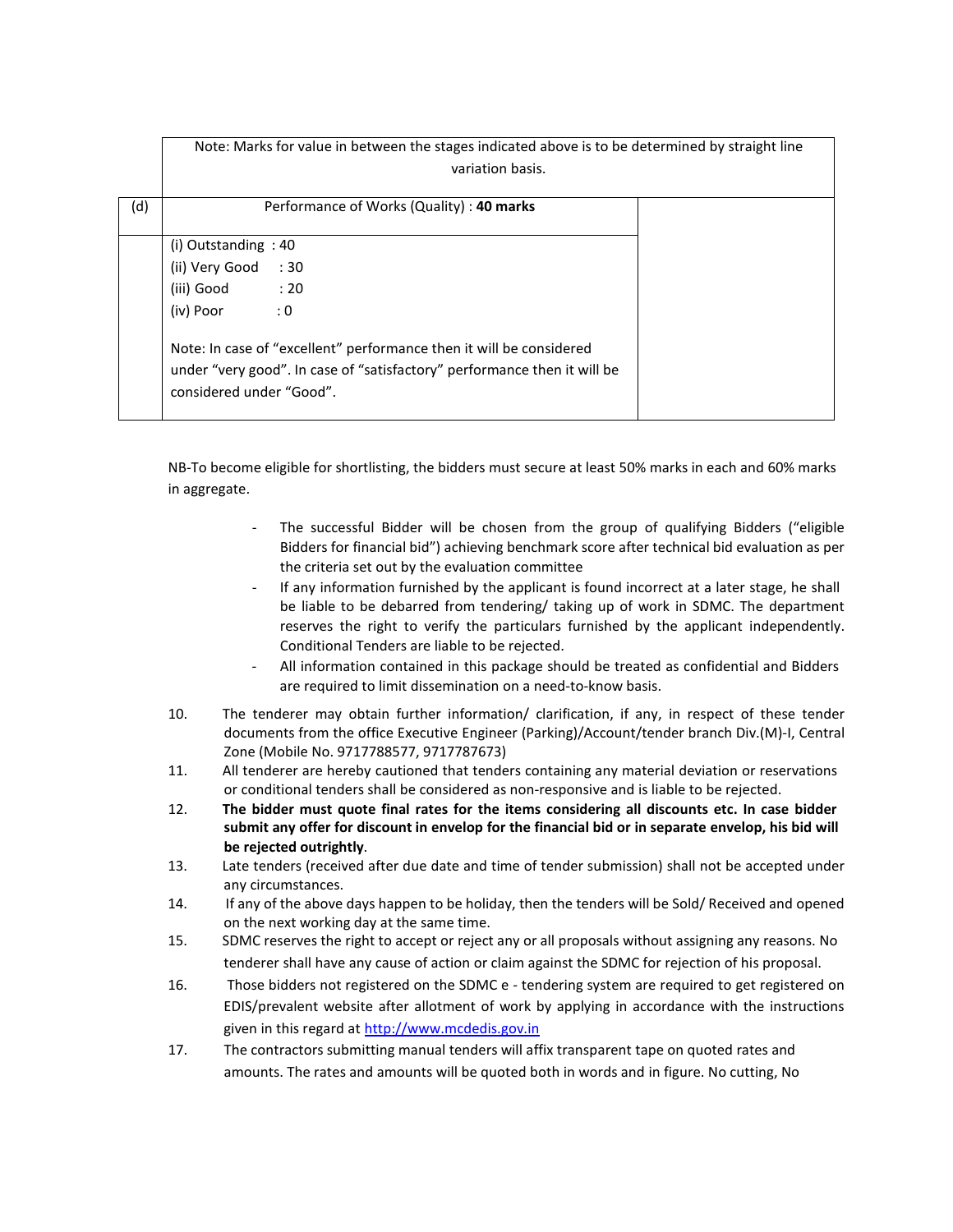| | Note: Marks for value in between the stages indicated above is to be determined by straight line variation basis. | |
|---|---|---|
| (d) | Performance of Works (Quality) : **40 marks** | |
| | (i) Outstanding : 40<br>(ii) Very Good : 30<br>(iii) Good : 20<br>(iv) Poor : 0<br><br>Note: In case of "excellent" performance then it will be considered under "very good". In case of "satisfactory" performance then it will be considered under "Good". | |

NB-To become eligible for shortlisting, the bidders must secure at least 50% marks in each and 60% marks in aggregate.

- The successful Bidder will be chosen from the group of qualifying Bidders ("eligible Bidders for financial bid") achieving benchmark score after technical bid evaluation as per the criteria set out by the evaluation committee
- If any information furnished by the applicant is found incorrect at a later stage, he shall be liable to be debarred from tendering/ taking up of work in SDMC. The department reserves the right to verify the particulars furnished by the applicant independently. Conditional Tenders are liable to be rejected.
- All information contained in this package should be treated as confidential and Bidders are required to limit dissemination on a need-to-know basis.

10. The tenderer may obtain further information/ clarification, if any, in respect of these tender documents from the office Executive Engineer (Parking)/Account/tender branch Div.(M)-I, Central Zone (Mobile No. 9717788577, 9717787673)
11. All tenderer are hereby cautioned that tenders containing any material deviation or reservations or conditional tenders shall be considered as non-responsive and is liable to be rejected.
12. **The bidder must quote final rates for the items considering all discounts etc. In case bidder submit any offer for discount in envelop for the financial bid or in separate envelop, his bid will be rejected outrightly**.
13. Late tenders (received after due date and time of tender submission) shall not be accepted under any circumstances.
14. If any of the above days happen to be holiday, then the tenders will be Sold/ Received and opened on the next working day at the same time.
15. SDMC reserves the right to accept or reject any or all proposals without assigning any reasons. No tenderer shall have any cause of action or claim against the SDMC for rejection of his proposal.
16. Those bidders not registered on the SDMC e - tendering system are required to get registered on EDIS/prevalent website after allotment of work by applying in accordance with the instructions given in this regard at http://www.mcdedis.gov.in
17. The contractors submitting manual tenders will affix transparent tape on quoted rates and amounts. The rates and amounts will be quoted both in words and in figure. No cutting, No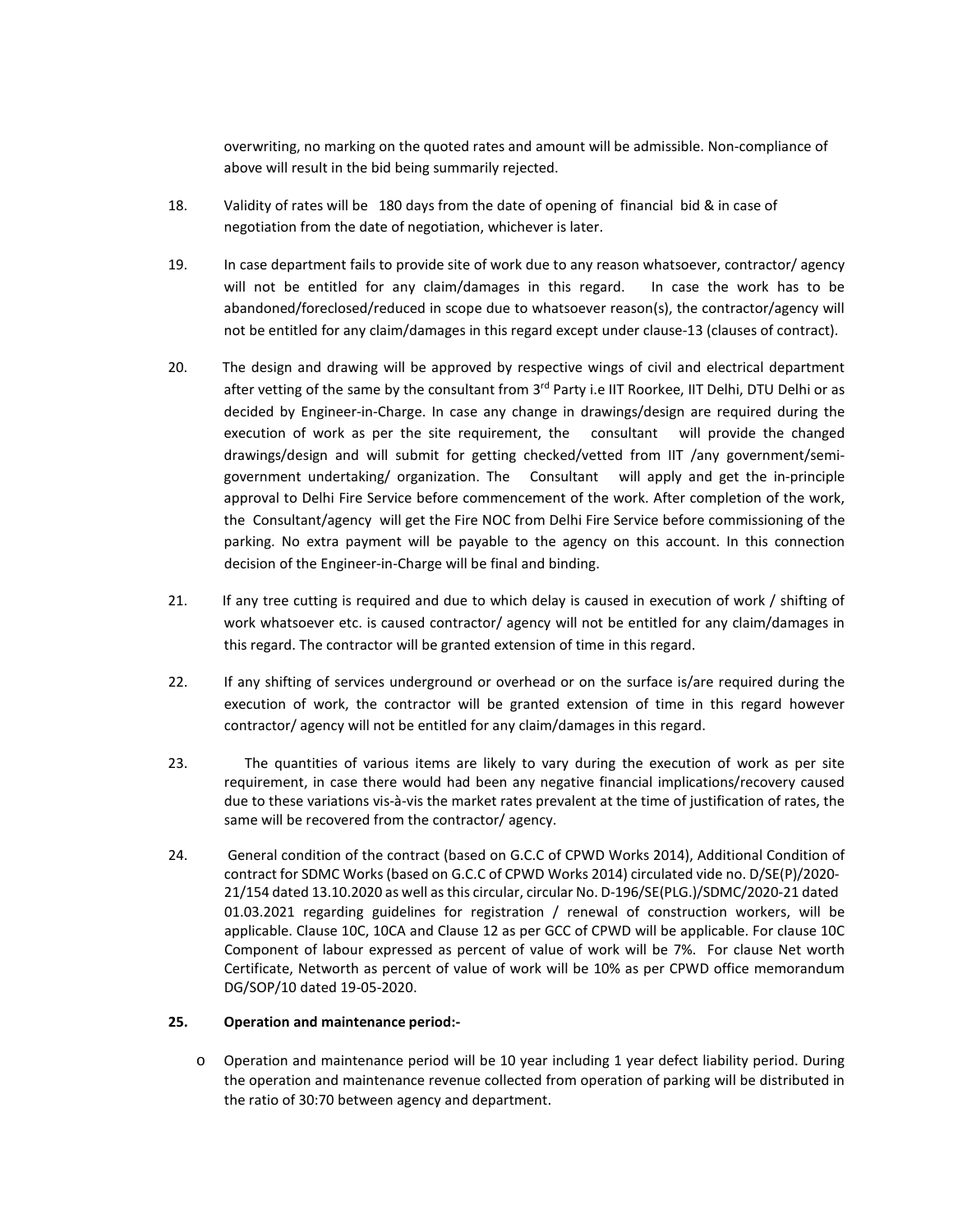overwriting, no marking on the quoted rates and amount will be admissible. Non-compliance of above will result in the bid being summarily rejected.

18. Validity of rates will be 180 days from the date of opening of financial bid & in case of negotiation from the date of negotiation, whichever is later.

19. In case department fails to provide site of work due to any reason whatsoever, contractor/ agency will not be entitled for any claim/damages in this regard. In case the work has to be abandoned/foreclosed/reduced in scope due to whatsoever reason(s), the contractor/agency will not be entitled for any claim/damages in this regard except under clause-13 (clauses of contract).

20. The design and drawing will be approved by respective wings of civil and electrical department after vetting of the same by the consultant from 3rd Party i.e IIT Roorkee, IIT Delhi, DTU Delhi or as decided by Engineer-in-Charge. In case any change in drawings/design are required during the execution of work as per the site requirement, the consultant will provide the changed drawings/design and will submit for getting checked/vetted from IIT /any government/semi-government undertaking/ organization. The Consultant will apply and get the in-principle approval to Delhi Fire Service before commencement of the work. After completion of the work, the Consultant/agency will get the Fire NOC from Delhi Fire Service before commissioning of the parking. No extra payment will be payable to the agency on this account. In this connection decision of the Engineer-in-Charge will be final and binding.

21. If any tree cutting is required and due to which delay is caused in execution of work / shifting of work whatsoever etc. is caused contractor/ agency will not be entitled for any claim/damages in this regard. The contractor will be granted extension of time in this regard.

22. If any shifting of services underground or overhead or on the surface is/are required during the execution of work, the contractor will be granted extension of time in this regard however contractor/ agency will not be entitled for any claim/damages in this regard.

23. The quantities of various items are likely to vary during the execution of work as per site requirement, in case there would had been any negative financial implications/recovery caused due to these variations vis-à-vis the market rates prevalent at the time of justification of rates, the same will be recovered from the contractor/ agency.

24. General condition of the contract (based on G.C.C of CPWD Works 2014), Additional Condition of contract for SDMC Works (based on G.C.C of CPWD Works 2014) circulated vide no. D/SE(P)/2020-21/154 dated 13.10.2020 as well as this circular, circular No. D-196/SE(PLG.)/SDMC/2020-21 dated 01.03.2021 regarding guidelines for registration / renewal of construction workers, will be applicable. Clause 10C, 10CA and Clause 12 as per GCC of CPWD will be applicable. For clause 10C Component of labour expressed as percent of value of work will be 7%. For clause Net worth Certificate, Networth as percent of value of work will be 10% as per CPWD office memorandum DG/SOP/10 dated 19-05-2020.

**25. Operation and maintenance period:-**

- Operation and maintenance period will be 10 year including 1 year defect liability period. During the operation and maintenance revenue collected from operation of parking will be distributed in the ratio of 30:70 between agency and department.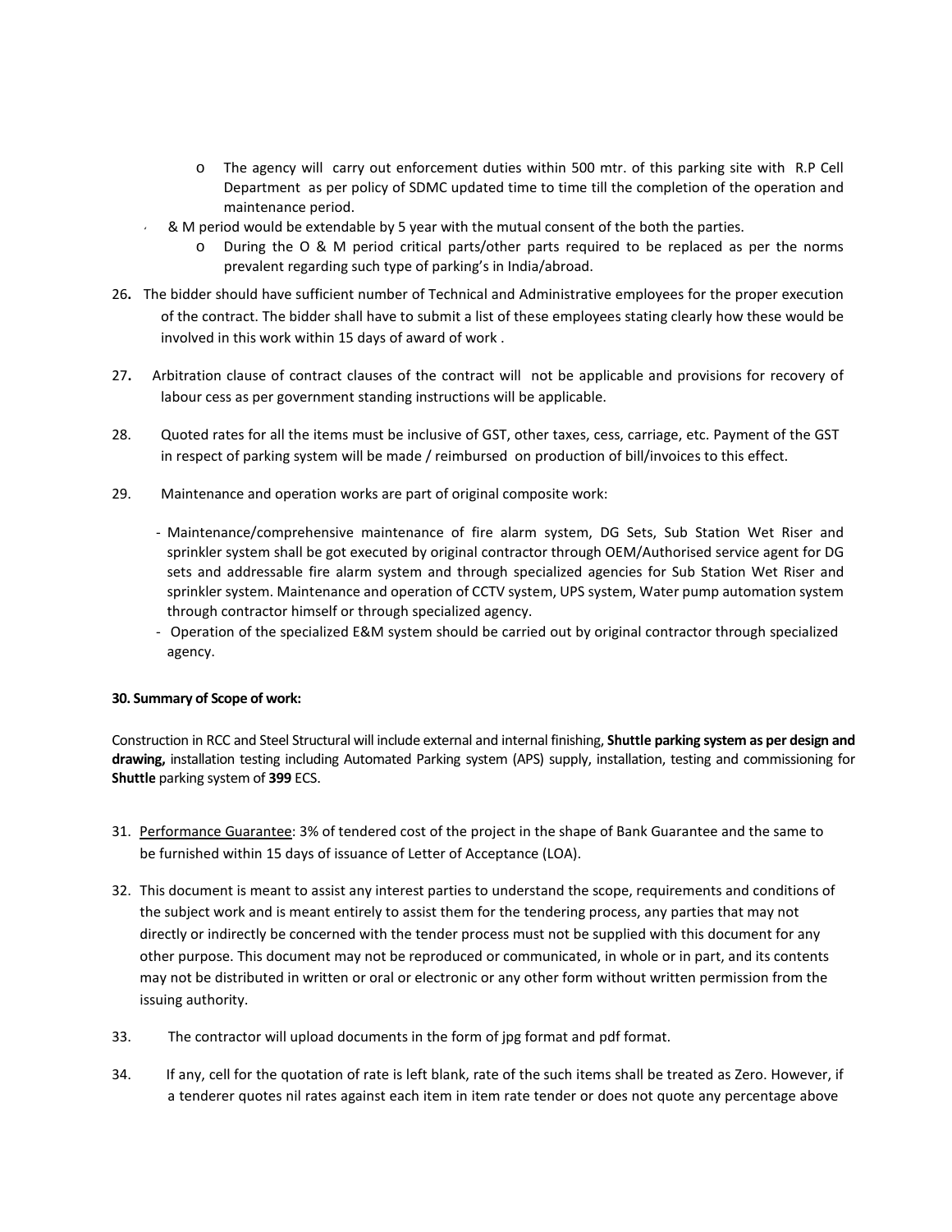- The agency will carry out enforcement duties within 500 mtr. of this parking site with R.P Cell Department as per policy of SDMC updated time to time till the completion of the operation and maintenance period.
- & M period would be extendable by 5 year with the mutual consent of the both the parties.
  - During the O & M period critical parts/other parts required to be replaced as per the norms prevalent regarding such type of parking's in India/abroad.

26. The bidder should have sufficient number of Technical and Administrative employees for the proper execution of the contract. The bidder shall have to submit a list of these employees stating clearly how these would be involved in this work within 15 days of award of work .

27. Arbitration clause of contract clauses of the contract will not be applicable and provisions for recovery of labour cess as per government standing instructions will be applicable.

28. Quoted rates for all the items must be inclusive of GST, other taxes, cess, carriage, etc. Payment of the GST in respect of parking system will be made / reimbursed on production of bill/invoices to this effect.

29. Maintenance and operation works are part of original composite work:

    - Maintenance/comprehensive maintenance of fire alarm system, DG Sets, Sub Station Wet Riser and sprinkler system shall be got executed by original contractor through OEM/Authorised service agent for DG sets and addressable fire alarm system and through specialized agencies for Sub Station Wet Riser and sprinkler system. Maintenance and operation of CCTV system, UPS system, Water pump automation system through contractor himself or through specialized agency.
    - Operation of the specialized E&M system should be carried out by original contractor through specialized agency.

**30. Summary of Scope of work:**

Construction in RCC and Steel Structural will include external and internal finishing, **Shuttle parking system as per design and drawing,** installation testing including Automated Parking system (APS) supply, installation, testing and commissioning for **Shuttle** parking system of **399** ECS.

31. Performance Guarantee: 3% of tendered cost of the project in the shape of Bank Guarantee and the same to be furnished within 15 days of issuance of Letter of Acceptance (LOA).

32. This document is meant to assist any interest parties to understand the scope, requirements and conditions of the subject work and is meant entirely to assist them for the tendering process, any parties that may not directly or indirectly be concerned with the tender process must not be supplied with this document for any other purpose. This document may not be reproduced or communicated, in whole or in part, and its contents may not be distributed in written or oral or electronic or any other form without written permission from the issuing authority.

33. The contractor will upload documents in the form of jpg format and pdf format.

34. If any, cell for the quotation of rate is left blank, rate of the such items shall be treated as Zero. However, if a tenderer quotes nil rates against each item in item rate tender or does not quote any percentage above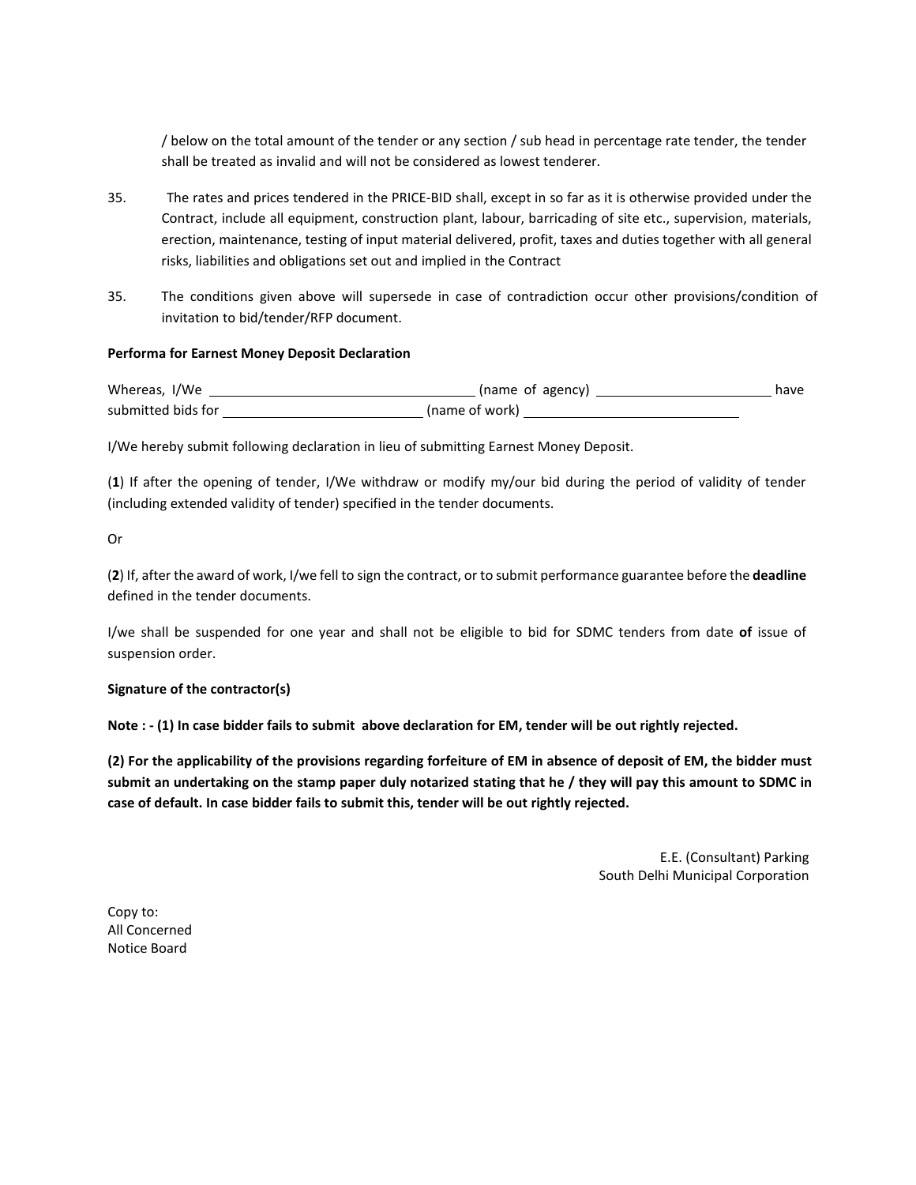/ below on the total amount of the tender or any section / sub head in percentage rate tender, the tender shall be treated as invalid and will not be considered as lowest tenderer.

35. The rates and prices tendered in the PRICE-BID shall, except in so far as it is otherwise provided under the Contract, include all equipment, construction plant, labour, barricading of site etc., supervision, materials, erection, maintenance, testing of input material delivered, profit, taxes and duties together with all general risks, liabilities and obligations set out and implied in the Contract

35. The conditions given above will supersede in case of contradiction occur other provisions/condition of invitation to bid/tender/RFP document.

**Performa for Earnest Money Deposit Declaration**

Whereas, I/We ______________________ (name of agency) ______________________ have submitted bids for ______________________ (name of work) ______________________

I/We hereby submit following declaration in lieu of submitting Earnest Money Deposit.

(**1**) If after the opening of tender, I/We withdraw or modify my/our bid during the period of validity of tender (including extended validity of tender) specified in the tender documents.

Or

(**2**) If, after the award of work, I/we fell to sign the contract, or to submit performance guarantee before the **deadline** defined in the tender documents.

I/we shall be suspended for one year and shall not be eligible to bid for SDMC tenders from date **of** issue of suspension order.

**Signature of the contractor(s)**

**Note : - (1) In case bidder fails to submit above declaration for EM, tender will be out rightly rejected.**

**(2) For the applicability of the provisions regarding forfeiture of EM in absence of deposit of EM, the bidder must submit an undertaking on the stamp paper duly notarized stating that he / they will pay this amount to SDMC in case of default. In case bidder fails to submit this, tender will be out rightly rejected.**

E.E. (Consultant) Parking
South Delhi Municipal Corporation

Copy to:
All Concerned
Notice Board